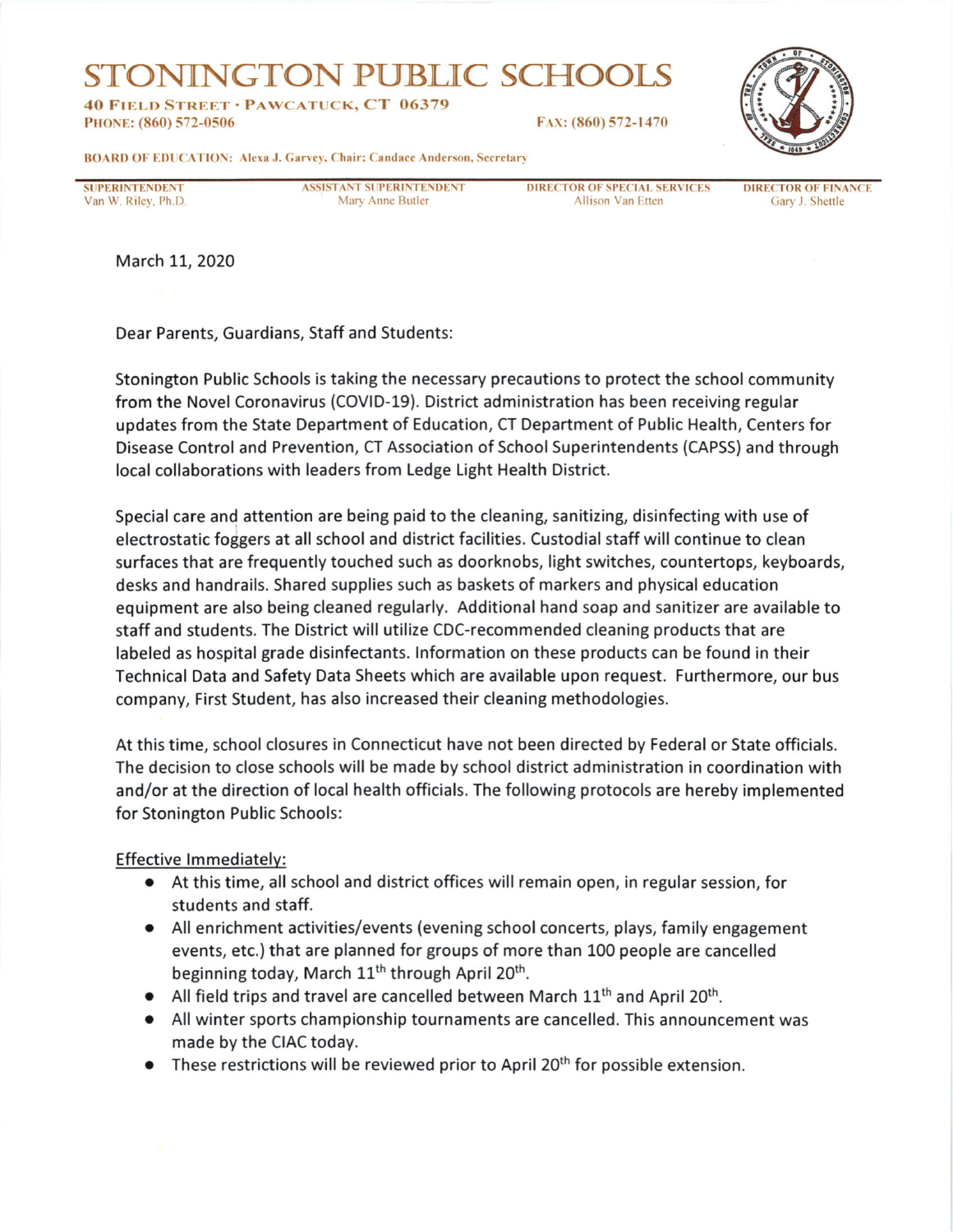# STONINGTON PUBLIC SCHOOLS

**40 Field Street · Pawcatuck, CT 06379**
**Phone: (860) 572-0506** **Fax: (860) 572-1470**

**BOARD OF EDUCATION: Alexa J. Garvey, Chair; Candace Anderson, Secretary**

| SUPERINTENDENT | ASSISTANT SUPERINTENDENT | DIRECTOR OF SPECIAL SERVICES | DIRECTOR OF FINANCE |
|---|---|---|---|
| Van W. Riley, Ph.D. | Mary Anne Butler | Allison Van Etten | Gary J. Shettle |

March 11, 2020

Dear Parents, Guardians, Staff and Students:

Stonington Public Schools is taking the necessary precautions to protect the school community from the Novel Coronavirus (COVID-19). District administration has been receiving regular updates from the State Department of Education, CT Department of Public Health, Centers for Disease Control and Prevention, CT Association of School Superintendents (CAPSS) and through local collaborations with leaders from Ledge Light Health District.

Special care and attention are being paid to the cleaning, sanitizing, disinfecting with use of electrostatic foggers at all school and district facilities. Custodial staff will continue to clean surfaces that are frequently touched such as doorknobs, light switches, countertops, keyboards, desks and handrails. Shared supplies such as baskets of markers and physical education equipment are also being cleaned regularly. Additional hand soap and sanitizer are available to staff and students. The District will utilize CDC-recommended cleaning products that are labeled as hospital grade disinfectants. Information on these products can be found in their Technical Data and Safety Data Sheets which are available upon request. Furthermore, our bus company, First Student, has also increased their cleaning methodologies.

At this time, school closures in Connecticut have not been directed by Federal or State officials. The decision to close schools will be made by school district administration in coordination with and/or at the direction of local health officials. The following protocols are hereby implemented for Stonington Public Schools:

Effective Immediately:

- At this time, all school and district offices will remain open, in regular session, for students and staff.
- All enrichment activities/events (evening school concerts, plays, family engagement events, etc.) that are planned for groups of more than 100 people are cancelled beginning today, March 11th through April 20th.
- All field trips and travel are cancelled between March 11th and April 20th.
- All winter sports championship tournaments are cancelled. This announcement was made by the CIAC today.
- These restrictions will be reviewed prior to April 20th for possible extension.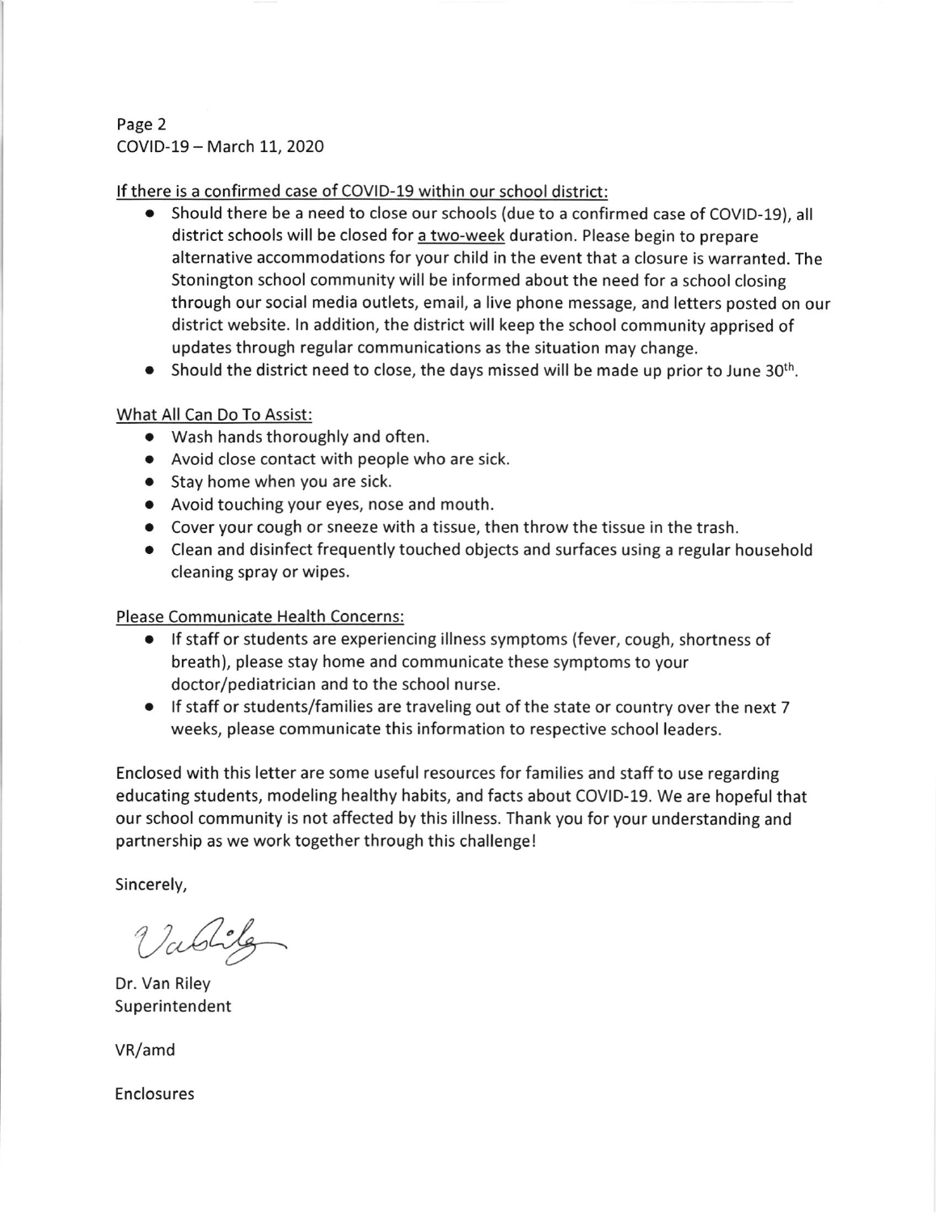Page 2
COVID-19 – March 11, 2020

If there is a confirmed case of COVID-19 within our school district:

- Should there be a need to close our schools (due to a confirmed case of COVID-19), all district schools will be closed for a two-week duration. Please begin to prepare alternative accommodations for your child in the event that a closure is warranted. The Stonington school community will be informed about the need for a school closing through our social media outlets, email, a live phone message, and letters posted on our district website. In addition, the district will keep the school community apprised of updates through regular communications as the situation may change.
- Should the district need to close, the days missed will be made up prior to June 30th.

What All Can Do To Assist:

- Wash hands thoroughly and often.
- Avoid close contact with people who are sick.
- Stay home when you are sick.
- Avoid touching your eyes, nose and mouth.
- Cover your cough or sneeze with a tissue, then throw the tissue in the trash.
- Clean and disinfect frequently touched objects and surfaces using a regular household cleaning spray or wipes.

Please Communicate Health Concerns:

- If staff or students are experiencing illness symptoms (fever, cough, shortness of breath), please stay home and communicate these symptoms to your doctor/pediatrician and to the school nurse.
- If staff or students/families are traveling out of the state or country over the next 7 weeks, please communicate this information to respective school leaders.

Enclosed with this letter are some useful resources for families and staff to use regarding educating students, modeling healthy habits, and facts about COVID-19. We are hopeful that our school community is not affected by this illness. Thank you for your understanding and partnership as we work together through this challenge!

Sincerely,

Dr. Van Riley
Superintendent

VR/amd

Enclosures